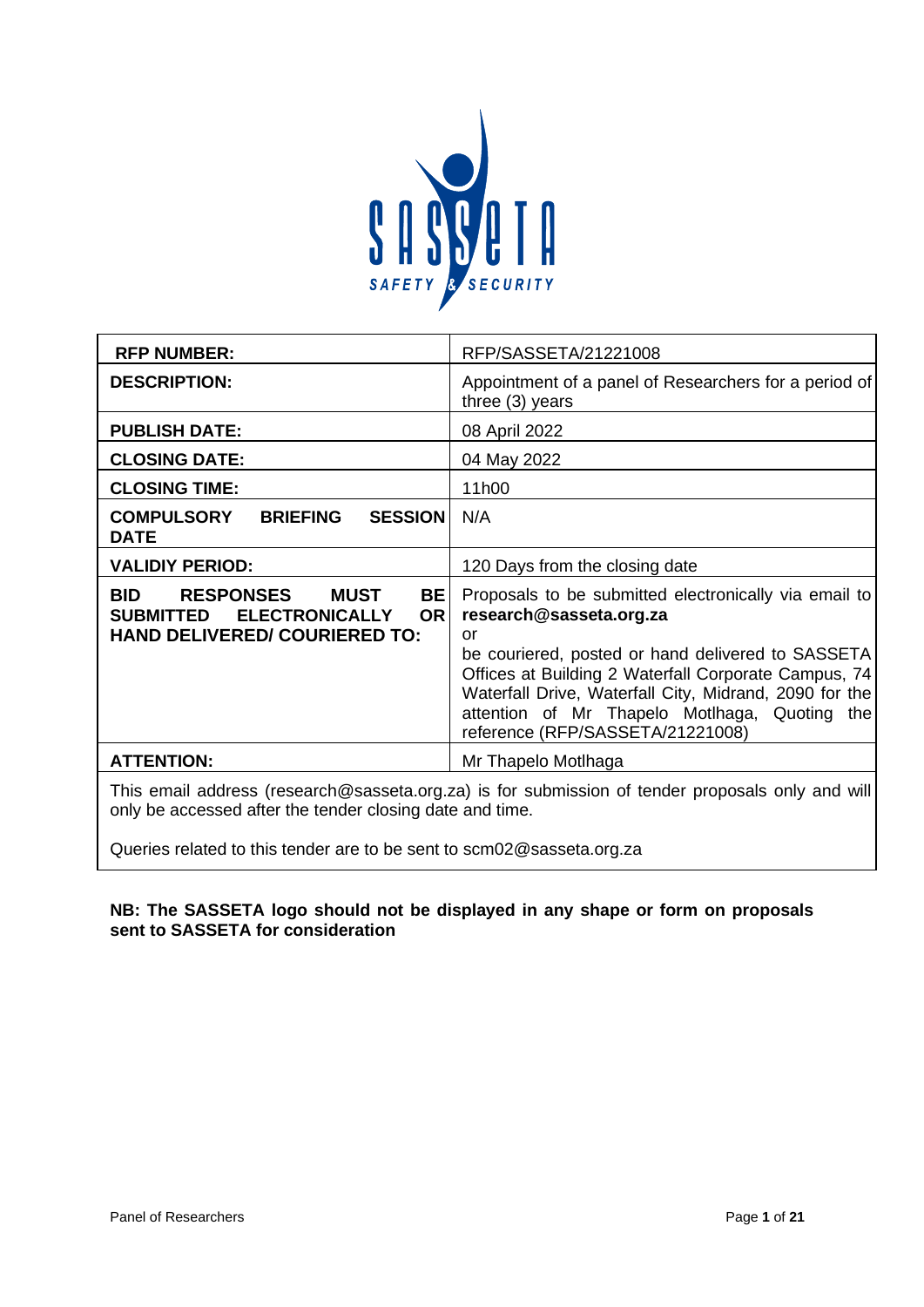| RFP NUMBER: | RFP/SASSETA/21221008 |
| --- | --- |
| **DESCRIPTION:** | Appointment of a panel of Researchers for a period of three (3) years |
| **PUBLISH DATE:** | 08 April 2022 |
| **CLOSING DATE:** | 04 May 2022 |
| **CLOSING TIME:** | 11h00 |
| **COMPULSORY BRIEFING SESSION DATE** | N/A |
| **VALIDIY PERIOD:** | 120 Days from the closing date |
| **BID RESPONSES MUST BE SUBMITTED ELECTRONICALLY OR HAND DELIVERED/ COURIERED TO:** | Proposals to be submitted electronically via email to **research@sasseta.org.za** or be couriered, posted or hand delivered to SASSETA Offices at Building 2 Waterfall Corporate Campus, 74 Waterfall Drive, Waterfall City, Midrand, 2090 for the attention of Mr Thapelo Motlhaga, Quoting the reference (RFP/SASSETA/21221008) |
| **ATTENTION:** | Mr Thapelo Motlhaga |

This email address (research@sasseta.org.za) is for submission of tender proposals only and will only be accessed after the tender closing date and time.

Queries related to this tender are to be sent to scm02@sasseta.org.za

**NB: The SASSETA logo should not be displayed in any shape or form on proposals sent to SASSETA for consideration**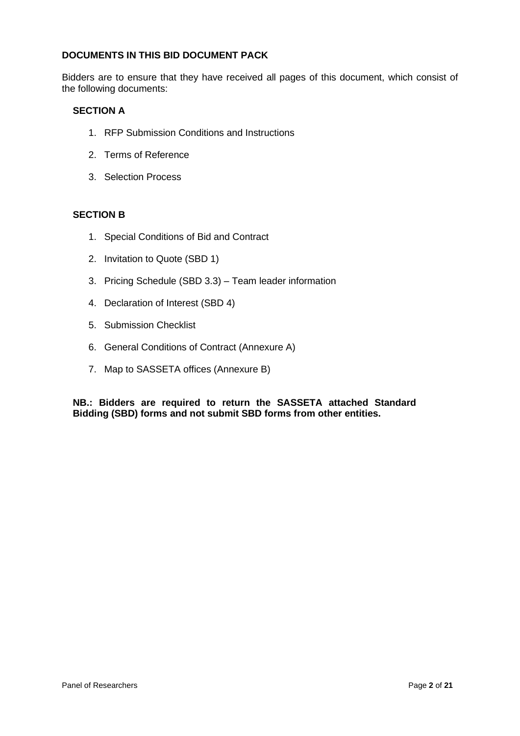## DOCUMENTS IN THIS BID DOCUMENT PACK

Bidders are to ensure that they have received all pages of this document, which consist of the following documents:

### SECTION A

1. RFP Submission Conditions and Instructions
2. Terms of Reference
3. Selection Process

### SECTION B

1. Special Conditions of Bid and Contract
2. Invitation to Quote (SBD 1)
3. Pricing Schedule (SBD 3.3) – Team leader information
4. Declaration of Interest (SBD 4)
5. Submission Checklist
6. General Conditions of Contract (Annexure A)
7. Map to SASSETA offices (Annexure B)

**NB.: Bidders are required to return the SASSETA attached Standard Bidding (SBD) forms and not submit SBD forms from other entities.**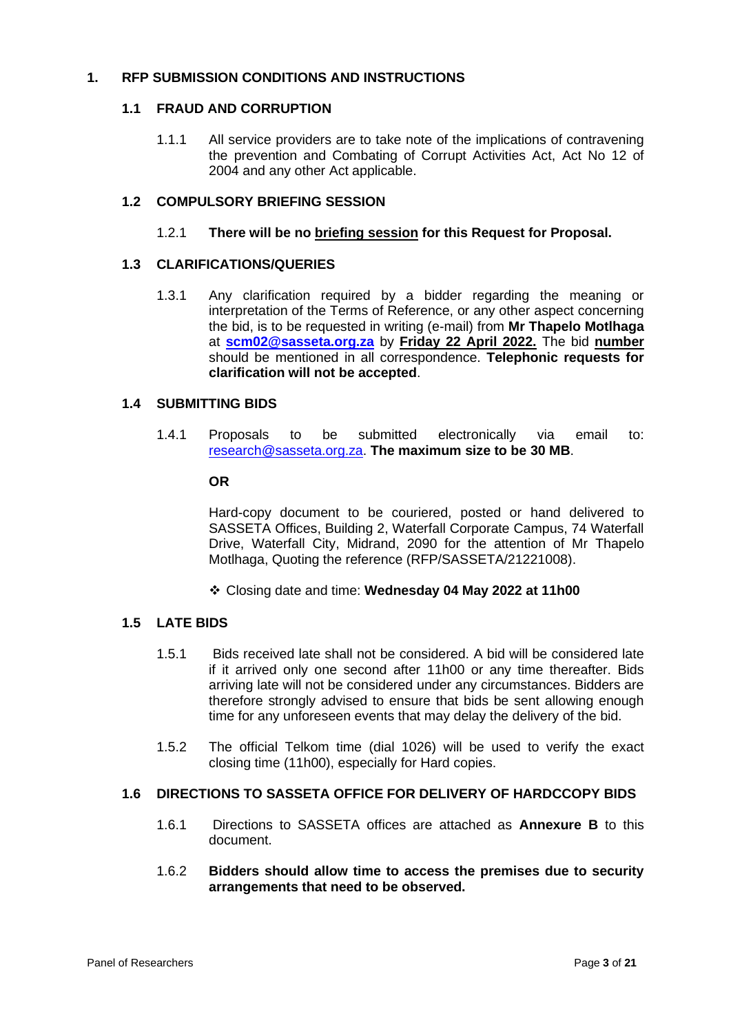# 1. RFP SUBMISSION CONDITIONS AND INSTRUCTIONS

## 1.1 FRAUD AND CORRUPTION

1.1.1 All service providers are to take note of the implications of contravening the prevention and Combating of Corrupt Activities Act, Act No 12 of 2004 and any other Act applicable.

## 1.2 COMPULSORY BRIEFING SESSION

1.2.1 **There will be no briefing session for this Request for Proposal.**

## 1.3 CLARIFICATIONS/QUERIES

1.3.1 Any clarification required by a bidder regarding the meaning or interpretation of the Terms of Reference, or any other aspect concerning the bid, is to be requested in writing (e-mail) from **Mr Thapelo Motlhaga** at **scm02@sasseta.org.za** by **Friday 22 April 2022.** The bid **number** should be mentioned in all correspondence. **Telephonic requests for clarification will not be accepted**.

## 1.4 SUBMITTING BIDS

1.4.1 Proposals to be submitted electronically via email to: research@sasseta.org.za. **The maximum size to be 30 MB**.

**OR**

Hard-copy document to be couriered, posted or hand delivered to SASSETA Offices, Building 2, Waterfall Corporate Campus, 74 Waterfall Drive, Waterfall City, Midrand, 2090 for the attention of Mr Thapelo Motlhaga, Quoting the reference (RFP/SASSETA/21221008).

- Closing date and time: **Wednesday 04 May 2022 at 11h00**

## 1.5 LATE BIDS

1.5.1 Bids received late shall not be considered. A bid will be considered late if it arrived only one second after 11h00 or any time thereafter. Bids arriving late will not be considered under any circumstances. Bidders are therefore strongly advised to ensure that bids be sent allowing enough time for any unforeseen events that may delay the delivery of the bid.

1.5.2 The official Telkom time (dial 1026) will be used to verify the exact closing time (11h00), especially for Hard copies.

## 1.6 DIRECTIONS TO SASSETA OFFICE FOR DELIVERY OF HARDCCOPY BIDS

1.6.1 Directions to SASSETA offices are attached as **Annexure B** to this document.

1.6.2 **Bidders should allow time to access the premises due to security arrangements that need to be observed.**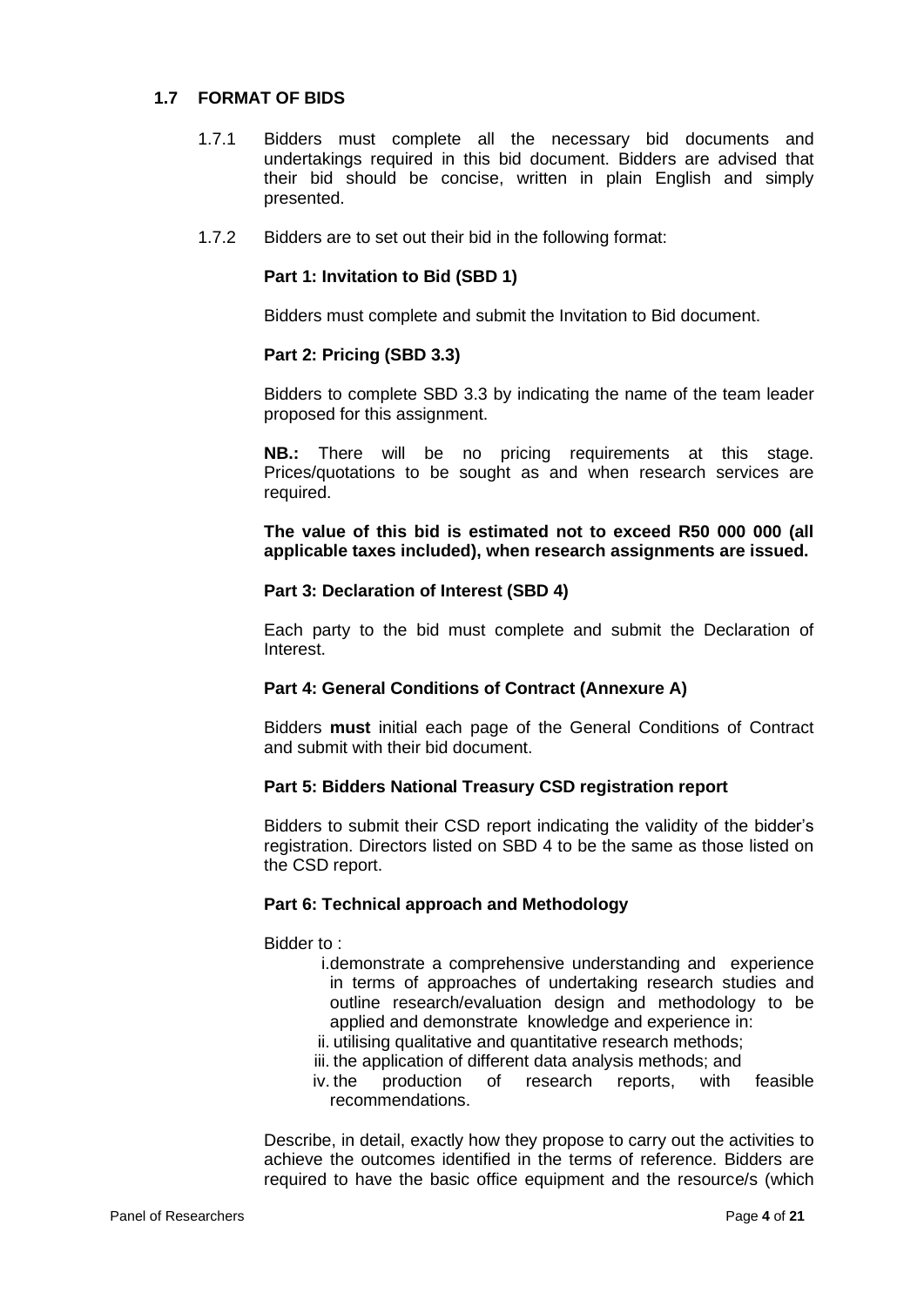## 1.7 FORMAT OF BIDS

1.7.1 Bidders must complete all the necessary bid documents and undertakings required in this bid document. Bidders are advised that their bid should be concise, written in plain English and simply presented.

1.7.2 Bidders are to set out their bid in the following format:

**Part 1: Invitation to Bid (SBD 1)**

Bidders must complete and submit the Invitation to Bid document.

**Part 2: Pricing (SBD 3.3)**

Bidders to complete SBD 3.3 by indicating the name of the team leader proposed for this assignment.

**NB.:** There will be no pricing requirements at this stage. Prices/quotations to be sought as and when research services are required.

**The value of this bid is estimated not to exceed R50 000 000 (all applicable taxes included), when research assignments are issued.**

**Part 3: Declaration of Interest (SBD 4)**

Each party to the bid must complete and submit the Declaration of Interest.

**Part 4: General Conditions of Contract (Annexure A)**

Bidders **must** initial each page of the General Conditions of Contract and submit with their bid document.

**Part 5: Bidders National Treasury CSD registration report**

Bidders to submit their CSD report indicating the validity of the bidder's registration. Directors listed on SBD 4 to be the same as those listed on the CSD report.

**Part 6: Technical approach and Methodology**

Bidder to :

i. demonstrate a comprehensive understanding and experience in terms of approaches of undertaking research studies and outline research/evaluation design and methodology to be applied and demonstrate knowledge and experience in:

ii. utilising qualitative and quantitative research methods;

iii. the application of different data analysis methods; and

iv. the production of research reports, with feasible recommendations.

Describe, in detail, exactly how they propose to carry out the activities to achieve the outcomes identified in the terms of reference. Bidders are required to have the basic office equipment and the resource/s (which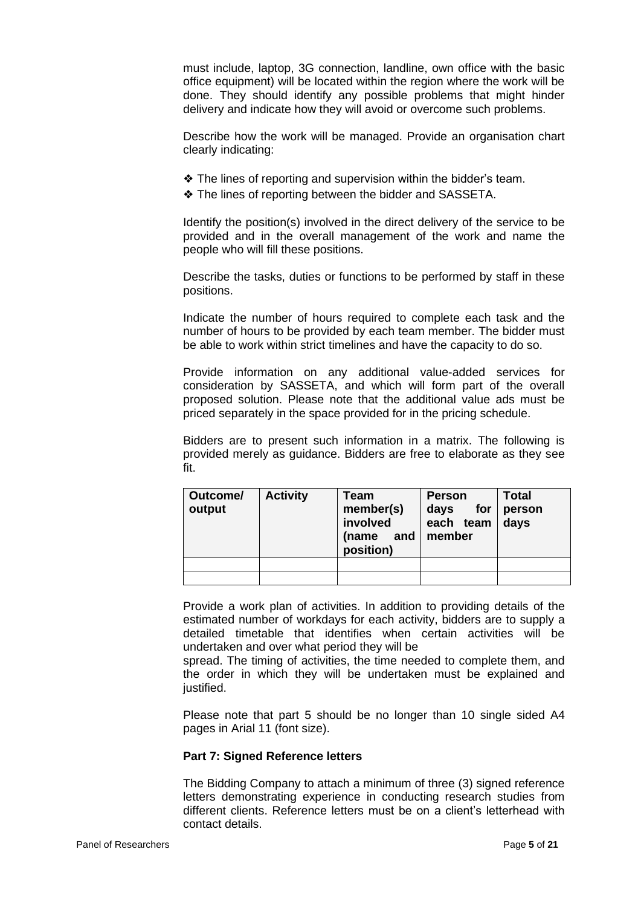must include, laptop, 3G connection, landline, own office with the basic office equipment) will be located within the region where the work will be done. They should identify any possible problems that might hinder delivery and indicate how they will avoid or overcome such problems.

Describe how the work will be managed. Provide an organisation chart clearly indicating:

- ❖ The lines of reporting and supervision within the bidder's team.
- ❖ The lines of reporting between the bidder and SASSETA.

Identify the position(s) involved in the direct delivery of the service to be provided and in the overall management of the work and name the people who will fill these positions.

Describe the tasks, duties or functions to be performed by staff in these positions.

Indicate the number of hours required to complete each task and the number of hours to be provided by each team member. The bidder must be able to work within strict timelines and have the capacity to do so.

Provide information on any additional value-added services for consideration by SASSETA, and which will form part of the overall proposed solution. Please note that the additional value ads must be priced separately in the space provided for in the pricing schedule.

Bidders are to present such information in a matrix. The following is provided merely as guidance. Bidders are free to elaborate as they see fit.

| **Outcome/ output** | **Activity** | **Team member(s) involved (name and position)** | **Person days for each team member** | **Total person days** |
|---|---|---|---|---|
| | | | | |
| | | | | |

Provide a work plan of activities. In addition to providing details of the estimated number of workdays for each activity, bidders are to supply a detailed timetable that identifies when certain activities will be undertaken and over what period they will be spread. The timing of activities, the time needed to complete them, and the order in which they will be undertaken must be explained and justified.

Please note that part 5 should be no longer than 10 single sided A4 pages in Arial 11 (font size).

**Part 7: Signed Reference letters**

The Bidding Company to attach a minimum of three (3) signed reference letters demonstrating experience in conducting research studies from different clients. Reference letters must be on a client's letterhead with contact details.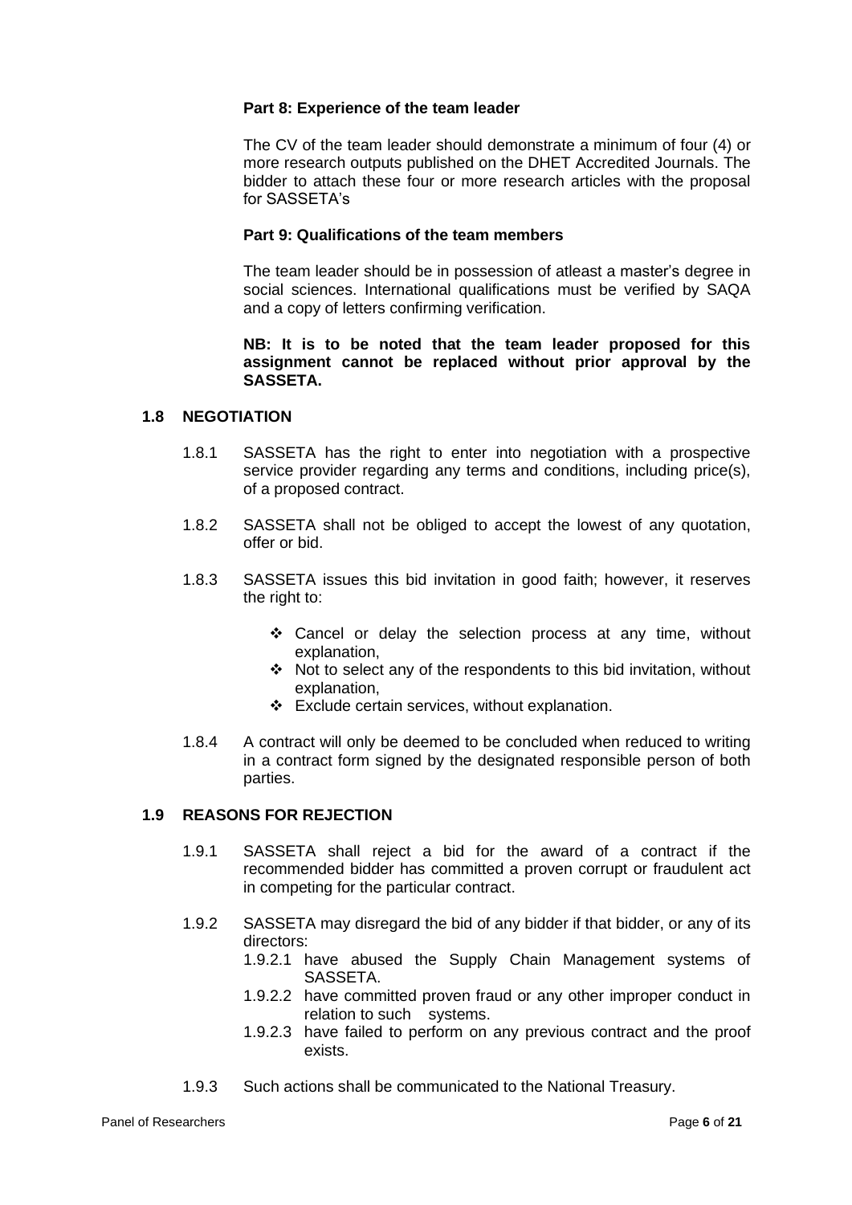**Part 8: Experience of the team leader**

The CV of the team leader should demonstrate a minimum of four (4) or more research outputs published on the DHET Accredited Journals. The bidder to attach these four or more research articles with the proposal for SASSETA's

**Part 9: Qualifications of the team members**

The team leader should be in possession of atleast a master's degree in social sciences. International qualifications must be verified by SAQA and a copy of letters confirming verification.

**NB: It is to be noted that the team leader proposed for this assignment cannot be replaced without prior approval by the SASSETA.**

## 1.8 NEGOTIATION

1.8.1 SASSETA has the right to enter into negotiation with a prospective service provider regarding any terms and conditions, including price(s), of a proposed contract.

1.8.2 SASSETA shall not be obliged to accept the lowest of any quotation, offer or bid.

1.8.3 SASSETA issues this bid invitation in good faith; however, it reserves the right to:

- ❖ Cancel or delay the selection process at any time, without explanation,
- ❖ Not to select any of the respondents to this bid invitation, without explanation,
- ❖ Exclude certain services, without explanation.

1.8.4 A contract will only be deemed to be concluded when reduced to writing in a contract form signed by the designated responsible person of both parties.

## 1.9 REASONS FOR REJECTION

1.9.1 SASSETA shall reject a bid for the award of a contract if the recommended bidder has committed a proven corrupt or fraudulent act in competing for the particular contract.

1.9.2 SASSETA may disregard the bid of any bidder if that bidder, or any of its directors:

1.9.2.1 have abused the Supply Chain Management systems of SASSETA.

1.9.2.2 have committed proven fraud or any other improper conduct in relation to such systems.

1.9.2.3 have failed to perform on any previous contract and the proof exists.

1.9.3 Such actions shall be communicated to the National Treasury.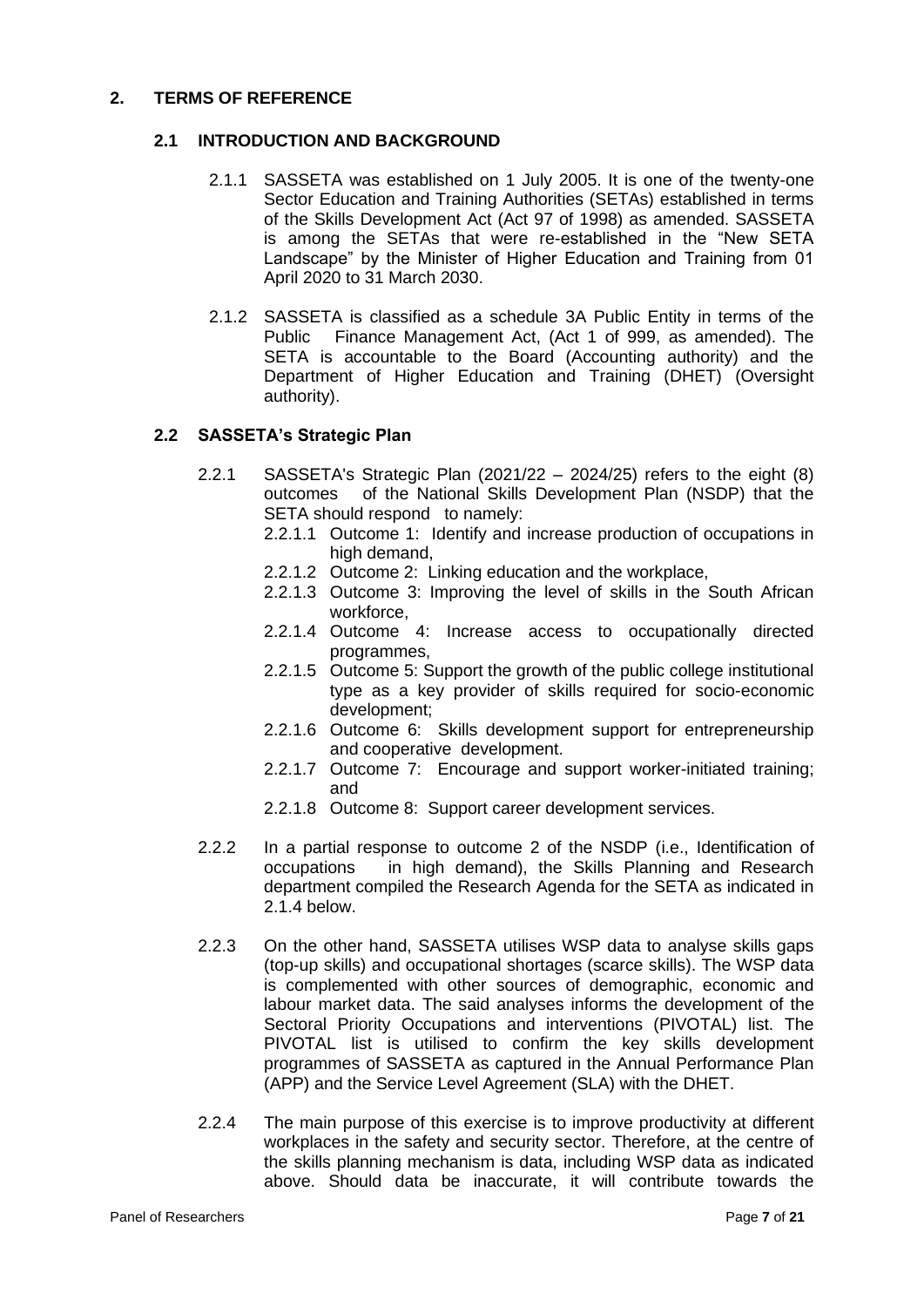## 2. TERMS OF REFERENCE

### 2.1 INTRODUCTION AND BACKGROUND

2.1.1 SASSETA was established on 1 July 2005. It is one of the twenty-one Sector Education and Training Authorities (SETAs) established in terms of the Skills Development Act (Act 97 of 1998) as amended. SASSETA is among the SETAs that were re-established in the "New SETA Landscape" by the Minister of Higher Education and Training from 01 April 2020 to 31 March 2030.

2.1.2 SASSETA is classified as a schedule 3A Public Entity in terms of the Public Finance Management Act, (Act 1 of 999, as amended). The SETA is accountable to the Board (Accounting authority) and the Department of Higher Education and Training (DHET) (Oversight authority).

### 2.2 SASSETA's Strategic Plan

2.2.1 SASSETA's Strategic Plan (2021/22 – 2024/25) refers to the eight (8) outcomes of the National Skills Development Plan (NSDP) that the SETA should respond to namely:

- 2.2.1.1 Outcome 1: Identify and increase production of occupations in high demand,
- 2.2.1.2 Outcome 2: Linking education and the workplace,
- 2.2.1.3 Outcome 3: Improving the level of skills in the South African workforce,
- 2.2.1.4 Outcome 4: Increase access to occupationally directed programmes,
- 2.2.1.5 Outcome 5: Support the growth of the public college institutional type as a key provider of skills required for socio-economic development;
- 2.2.1.6 Outcome 6: Skills development support for entrepreneurship and cooperative development.
- 2.2.1.7 Outcome 7: Encourage and support worker-initiated training; and
- 2.2.1.8 Outcome 8: Support career development services.

2.2.2 In a partial response to outcome 2 of the NSDP (i.e., Identification of occupations in high demand), the Skills Planning and Research department compiled the Research Agenda for the SETA as indicated in 2.1.4 below.

2.2.3 On the other hand, SASSETA utilises WSP data to analyse skills gaps (top-up skills) and occupational shortages (scarce skills). The WSP data is complemented with other sources of demographic, economic and labour market data. The said analyses informs the development of the Sectoral Priority Occupations and interventions (PIVOTAL) list. The PIVOTAL list is utilised to confirm the key skills development programmes of SASSETA as captured in the Annual Performance Plan (APP) and the Service Level Agreement (SLA) with the DHET.

2.2.4 The main purpose of this exercise is to improve productivity at different workplaces in the safety and security sector. Therefore, at the centre of the skills planning mechanism is data, including WSP data as indicated above. Should data be inaccurate, it will contribute towards the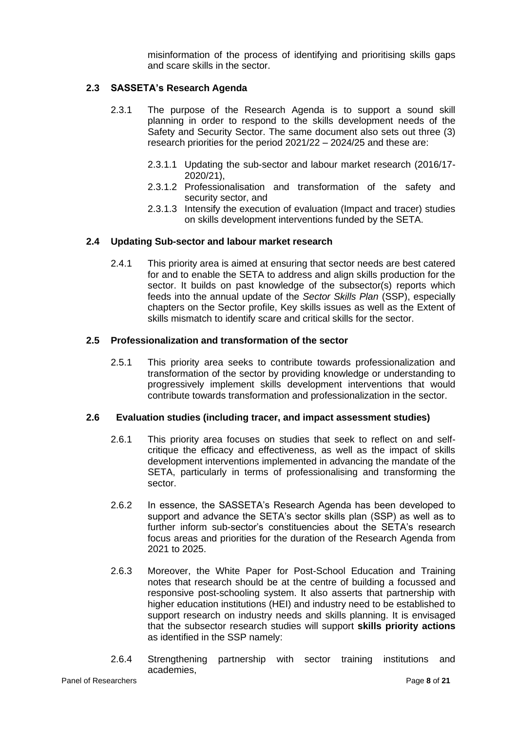misinformation of the process of identifying and prioritising skills gaps and scare skills in the sector.

### 2.3 SASSETA's Research Agenda

2.3.1 The purpose of the Research Agenda is to support a sound skill planning in order to respond to the skills development needs of the Safety and Security Sector. The same document also sets out three (3) research priorities for the period 2021/22 – 2024/25 and these are:

2.3.1.1 Updating the sub-sector and labour market research (2016/17-2020/21),

2.3.1.2 Professionalisation and transformation of the safety and security sector, and

2.3.1.3 Intensify the execution of evaluation (Impact and tracer) studies on skills development interventions funded by the SETA.

### 2.4 Updating Sub-sector and labour market research

2.4.1 This priority area is aimed at ensuring that sector needs are best catered for and to enable the SETA to address and align skills production for the sector. It builds on past knowledge of the subsector(s) reports which feeds into the annual update of the *Sector Skills Plan* (SSP), especially chapters on the Sector profile, Key skills issues as well as the Extent of skills mismatch to identify scare and critical skills for the sector.

### 2.5 Professionalization and transformation of the sector

2.5.1 This priority area seeks to contribute towards professionalization and transformation of the sector by providing knowledge or understanding to progressively implement skills development interventions that would contribute towards transformation and professionalization in the sector.

### 2.6 Evaluation studies (including tracer, and impact assessment studies)

2.6.1 This priority area focuses on studies that seek to reflect on and self-critique the efficacy and effectiveness, as well as the impact of skills development interventions implemented in advancing the mandate of the SETA, particularly in terms of professionalising and transforming the sector.

2.6.2 In essence, the SASSETA's Research Agenda has been developed to support and advance the SETA's sector skills plan (SSP) as well as to further inform sub-sector's constituencies about the SETA's research focus areas and priorities for the duration of the Research Agenda from 2021 to 2025.

2.6.3 Moreover, the White Paper for Post-School Education and Training notes that research should be at the centre of building a focussed and responsive post-schooling system. It also asserts that partnership with higher education institutions (HEI) and industry need to be established to support research on industry needs and skills planning. It is envisaged that the subsector research studies will support **skills priority actions** as identified in the SSP namely:

2.6.4 Strengthening partnership with sector training institutions and academies,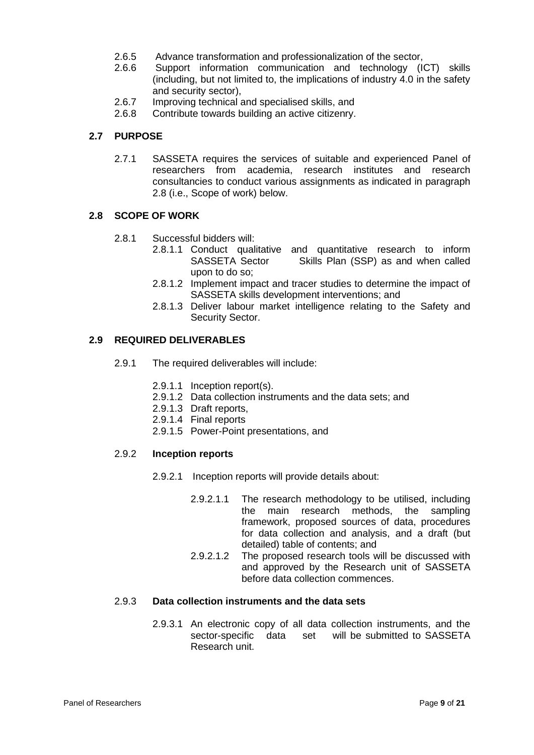2.6.5 Advance transformation and professionalization of the sector,

2.6.6 Support information communication and technology (ICT) skills (including, but not limited to, the implications of industry 4.0 in the safety and security sector),

2.6.7 Improving technical and specialised skills, and

2.6.8 Contribute towards building an active citizenry.

## 2.7 PURPOSE

2.7.1 SASSETA requires the services of suitable and experienced Panel of researchers from academia, research institutes and research consultancies to conduct various assignments as indicated in paragraph 2.8 (i.e., Scope of work) below.

## 2.8 SCOPE OF WORK

2.8.1 Successful bidders will:

2.8.1.1 Conduct qualitative and quantitative research to inform SASSETA Sector Skills Plan (SSP) as and when called upon to do so;

2.8.1.2 Implement impact and tracer studies to determine the impact of SASSETA skills development interventions; and

2.8.1.3 Deliver labour market intelligence relating to the Safety and Security Sector.

## 2.9 REQUIRED DELIVERABLES

2.9.1 The required deliverables will include:

2.9.1.1 Inception report(s).

2.9.1.2 Data collection instruments and the data sets; and

2.9.1.3 Draft reports,

2.9.1.4 Final reports

2.9.1.5 Power-Point presentations, and

2.9.2 **Inception reports**

2.9.2.1 Inception reports will provide details about:

2.9.2.1.1 The research methodology to be utilised, including the main research methods, the sampling framework, proposed sources of data, procedures for data collection and analysis, and a draft (but detailed) table of contents; and

2.9.2.1.2 The proposed research tools will be discussed with and approved by the Research unit of SASSETA before data collection commences.

2.9.3 **Data collection instruments and the data sets**

2.9.3.1 An electronic copy of all data collection instruments, and the sector-specific data set will be submitted to SASSETA Research unit.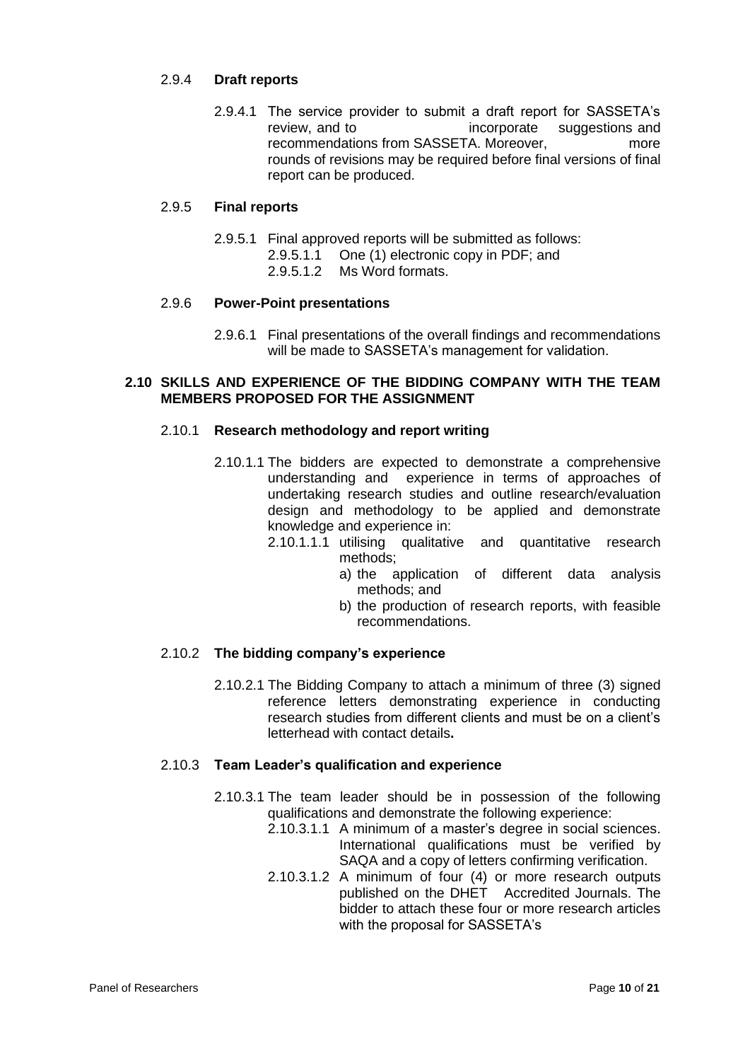### 2.9.4 Draft reports

2.9.4.1 The service provider to submit a draft report for SASSETA's review, and to incorporate suggestions and recommendations from SASSETA. Moreover, more rounds of revisions may be required before final versions of final report can be produced.

### 2.9.5 Final reports

2.9.5.1 Final approved reports will be submitted as follows:

- 2.9.5.1.1 One (1) electronic copy in PDF; and
- 2.9.5.1.2 Ms Word formats.

### 2.9.6 Power-Point presentations

2.9.6.1 Final presentations of the overall findings and recommendations will be made to SASSETA's management for validation.

## 2.10 SKILLS AND EXPERIENCE OF THE BIDDING COMPANY WITH THE TEAM MEMBERS PROPOSED FOR THE ASSIGNMENT

### 2.10.1 Research methodology and report writing

2.10.1.1 The bidders are expected to demonstrate a comprehensive understanding and experience in terms of approaches of undertaking research studies and outline research/evaluation design and methodology to be applied and demonstrate knowledge and experience in:

- 2.10.1.1.1 utilising qualitative and quantitative research methods;
  - a) the application of different data analysis methods; and
  - b) the production of research reports, with feasible recommendations.

### 2.10.2 The bidding company's experience

2.10.2.1 The Bidding Company to attach a minimum of three (3) signed reference letters demonstrating experience in conducting research studies from different clients and must be on a client's letterhead with contact details**.**

### 2.10.3 Team Leader's qualification and experience

2.10.3.1 The team leader should be in possession of the following qualifications and demonstrate the following experience:

- 2.10.3.1.1 A minimum of a master's degree in social sciences. International qualifications must be verified by SAQA and a copy of letters confirming verification.
- 2.10.3.1.2 A minimum of four (4) or more research outputs published on the DHET Accredited Journals. The bidder to attach these four or more research articles with the proposal for SASSETA's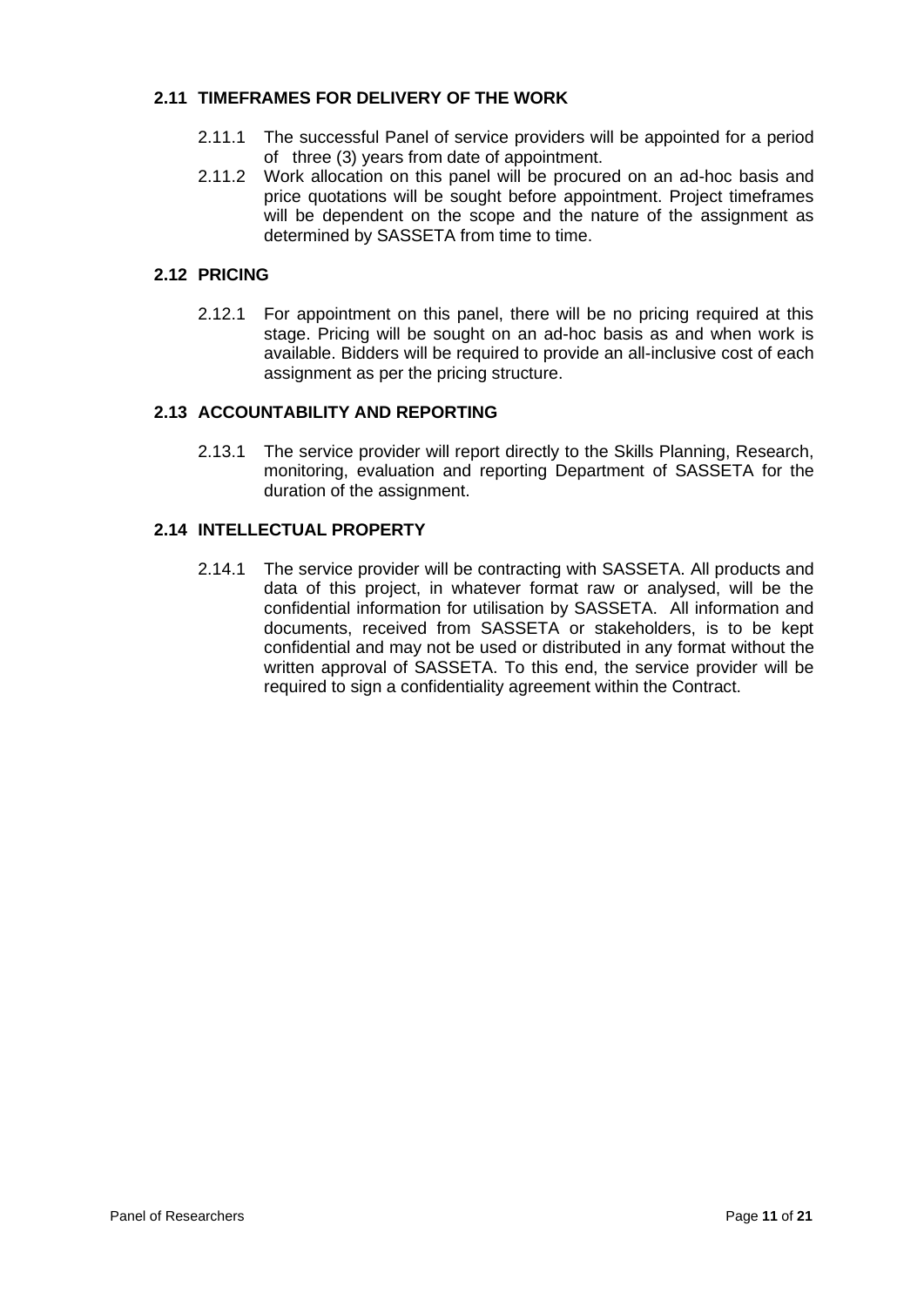### 2.11 TIMEFRAMES FOR DELIVERY OF THE WORK

2.11.1 The successful Panel of service providers will be appointed for a period of three (3) years from date of appointment.

2.11.2 Work allocation on this panel will be procured on an ad-hoc basis and price quotations will be sought before appointment. Project timeframes will be dependent on the scope and the nature of the assignment as determined by SASSETA from time to time.

### 2.12 PRICING

2.12.1 For appointment on this panel, there will be no pricing required at this stage. Pricing will be sought on an ad-hoc basis as and when work is available. Bidders will be required to provide an all-inclusive cost of each assignment as per the pricing structure.

### 2.13 ACCOUNTABILITY AND REPORTING

2.13.1 The service provider will report directly to the Skills Planning, Research, monitoring, evaluation and reporting Department of SASSETA for the duration of the assignment.

### 2.14 INTELLECTUAL PROPERTY

2.14.1 The service provider will be contracting with SASSETA. All products and data of this project, in whatever format raw or analysed, will be the confidential information for utilisation by SASSETA. All information and documents, received from SASSETA or stakeholders, is to be kept confidential and may not be used or distributed in any format without the written approval of SASSETA. To this end, the service provider will be required to sign a confidentiality agreement within the Contract.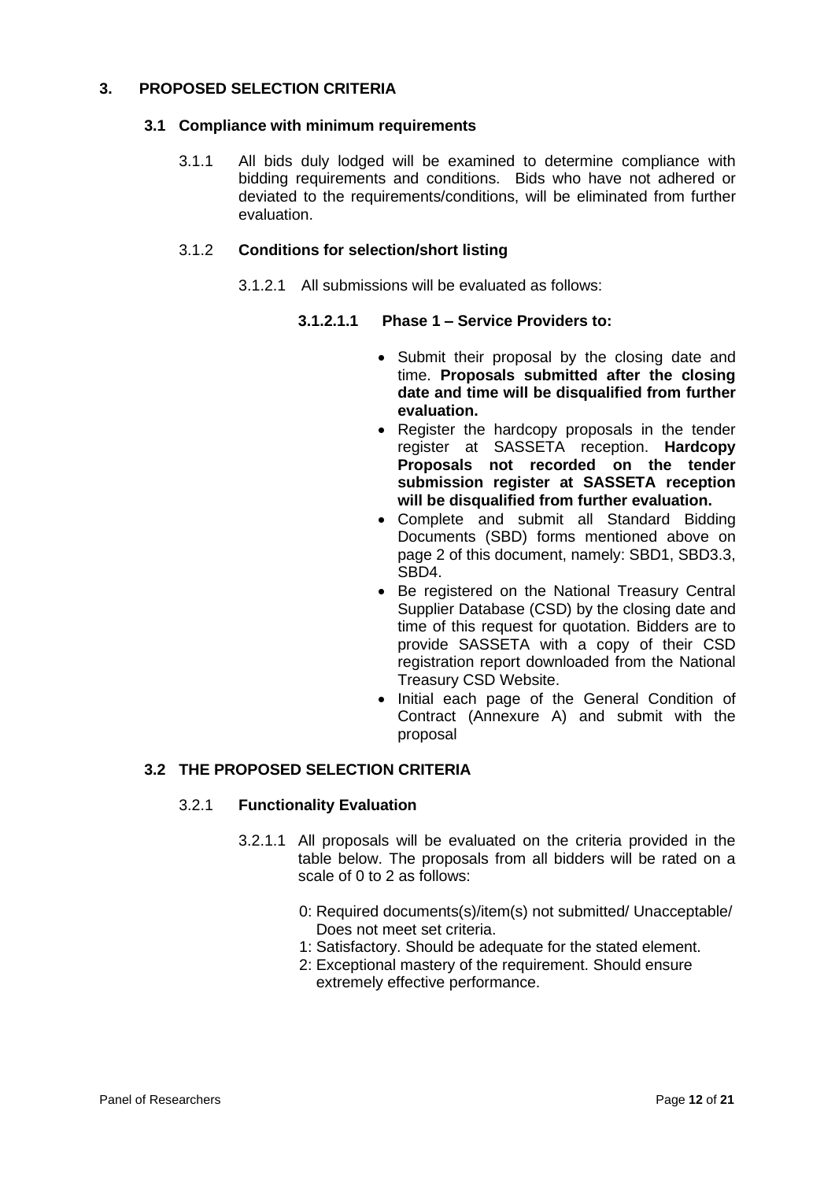## 3. PROPOSED SELECTION CRITERIA

### 3.1 Compliance with minimum requirements

3.1.1 All bids duly lodged will be examined to determine compliance with bidding requirements and conditions. Bids who have not adhered or deviated to the requirements/conditions, will be eliminated from further evaluation.

3.1.2 **Conditions for selection/short listing**

3.1.2.1 All submissions will be evaluated as follows:

**3.1.2.1.1 Phase 1 – Service Providers to:**

- Submit their proposal by the closing date and time. **Proposals submitted after the closing date and time will be disqualified from further evaluation.**
- Register the hardcopy proposals in the tender register at SASSETA reception. **Hardcopy Proposals not recorded on the tender submission register at SASSETA reception will be disqualified from further evaluation.**
- Complete and submit all Standard Bidding Documents (SBD) forms mentioned above on page 2 of this document, namely: SBD1, SBD3.3, SBD4.
- Be registered on the National Treasury Central Supplier Database (CSD) by the closing date and time of this request for quotation. Bidders are to provide SASSETA with a copy of their CSD registration report downloaded from the National Treasury CSD Website.
- Initial each page of the General Condition of Contract (Annexure A) and submit with the proposal

### 3.2 THE PROPOSED SELECTION CRITERIA

3.2.1 **Functionality Evaluation**

3.2.1.1 All proposals will be evaluated on the criteria provided in the table below. The proposals from all bidders will be rated on a scale of 0 to 2 as follows:

0: Required documents(s)/item(s) not submitted/ Unacceptable/ Does not meet set criteria.
1: Satisfactory. Should be adequate for the stated element.
2: Exceptional mastery of the requirement. Should ensure extremely effective performance.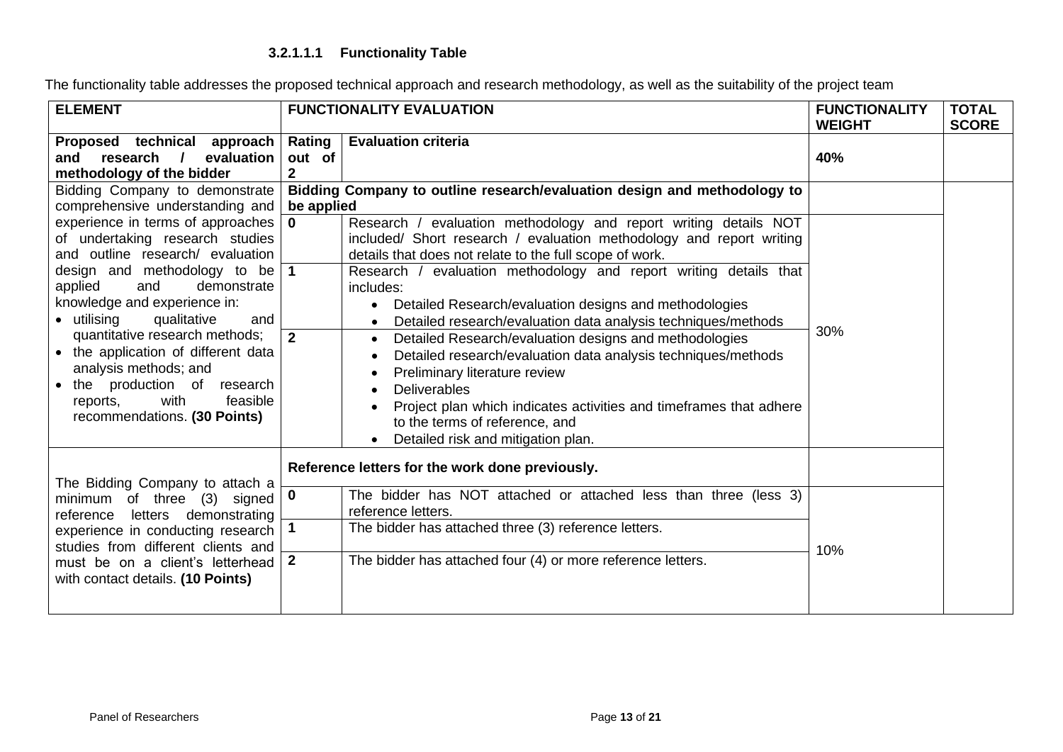#### 3.2.1.1.1 Functionality Table

The functionality table addresses the proposed technical approach and research methodology, as well as the suitability of the project team

| ELEMENT | FUNCTIONALITY EVALUATION | | FUNCTIONALITY WEIGHT | TOTAL SCORE |
|---|---|---|---|---|
| **Proposed technical approach and research / evaluation methodology of the bidder** | **Rating out of 2** | **Evaluation criteria** | **40%** | |
| Bidding Company to demonstrate comprehensive understanding and experience in terms of approaches of undertaking research studies and outline research/ evaluation design and methodology to be applied and demonstrate knowledge and experience in: <br>• utilising qualitative and quantitative research methods; <br>• the application of different data analysis methods; and <br>• the production of research reports, with feasible recommendations. **(30 Points)** | **Bidding Company to outline research/evaluation design and methodology to be applied** | | | |
| | **0** | Research / evaluation methodology and report writing details NOT included/ Short research / evaluation methodology and report writing details that does not relate to the full scope of work. | 30% | |
| | **1** | Research / evaluation methodology and report writing details that includes: <br>• Detailed Research/evaluation designs and methodologies <br>• Detailed research/evaluation data analysis techniques/methods | | |
| | **2** | • Detailed Research/evaluation designs and methodologies <br>• Detailed research/evaluation data analysis techniques/methods <br>• Preliminary literature review <br>• Deliverables <br>• Project plan which indicates activities and timeframes that adhere to the terms of reference, and <br>• Detailed risk and mitigation plan. | | |
| The Bidding Company to attach a minimum of three (3) signed reference letters demonstrating experience in conducting research studies from different clients and must be on a client's letterhead with contact details. **(10 Points)** | **Reference letters for the work done previously.** | | | |
| | **0** | The bidder has NOT attached or attached less than three (less 3) reference letters. | 10% | |
| | **1** | The bidder has attached three (3) reference letters. | | |
| | **2** | The bidder has attached four (4) or more reference letters. | | |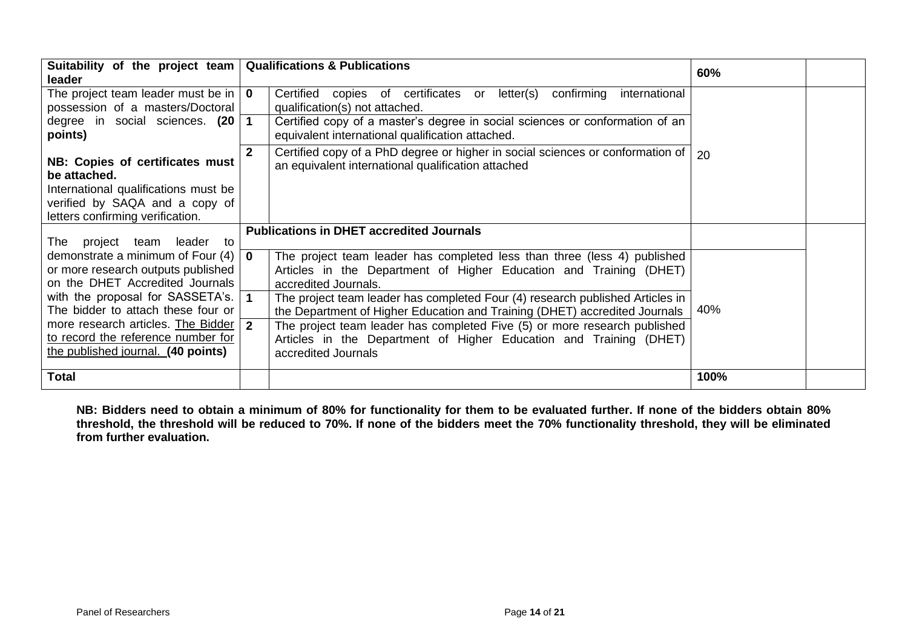| Suitability of the project team leader | Qualifications & Publications | | 60% | |
|---|---|---|---|---|
| The project team leader must be in possession of a masters/Doctoral degree in social sciences. **(20 points)** <br><br> **NB: Copies of certificates must be attached.** <br> International qualifications must be verified by SAQA and a copy of letters confirming verification. | **0** | Certified copies of certificates or letter(s) confirming international qualification(s) not attached. | 20 | |
| | **1** | Certified copy of a master's degree in social sciences or conformation of an equivalent international qualification attached. | | |
| | **2** | Certified copy of a PhD degree or higher in social sciences or conformation of an equivalent international qualification attached | | |
| The project team leader to demonstrate a minimum of Four (4) or more research outputs published on the DHET Accredited Journals with the proposal for SASSETA's. The bidder to attach these four or more research articles. The Bidder to record the reference number for the published journal. **(40 points)** | **Publications in DHET accredited Journals** | | | |
| | **0** | The project team leader has completed less than three (less 4) published Articles in the Department of Higher Education and Training (DHET) accredited Journals. | 40% | |
| | **1** | The project team leader has completed Four (4) research published Articles in the Department of Higher Education and Training (DHET) accredited Journals | | |
| | **2** | The project team leader has completed Five (5) or more research published Articles in the Department of Higher Education and Training (DHET) accredited Journals | | |
| **Total** | | | **100%** | |

**NB: Bidders need to obtain a minimum of 80% for functionality for them to be evaluated further. If none of the bidders obtain 80% threshold, the threshold will be reduced to 70%. If none of the bidders meet the 70% functionality threshold, they will be eliminated from further evaluation.**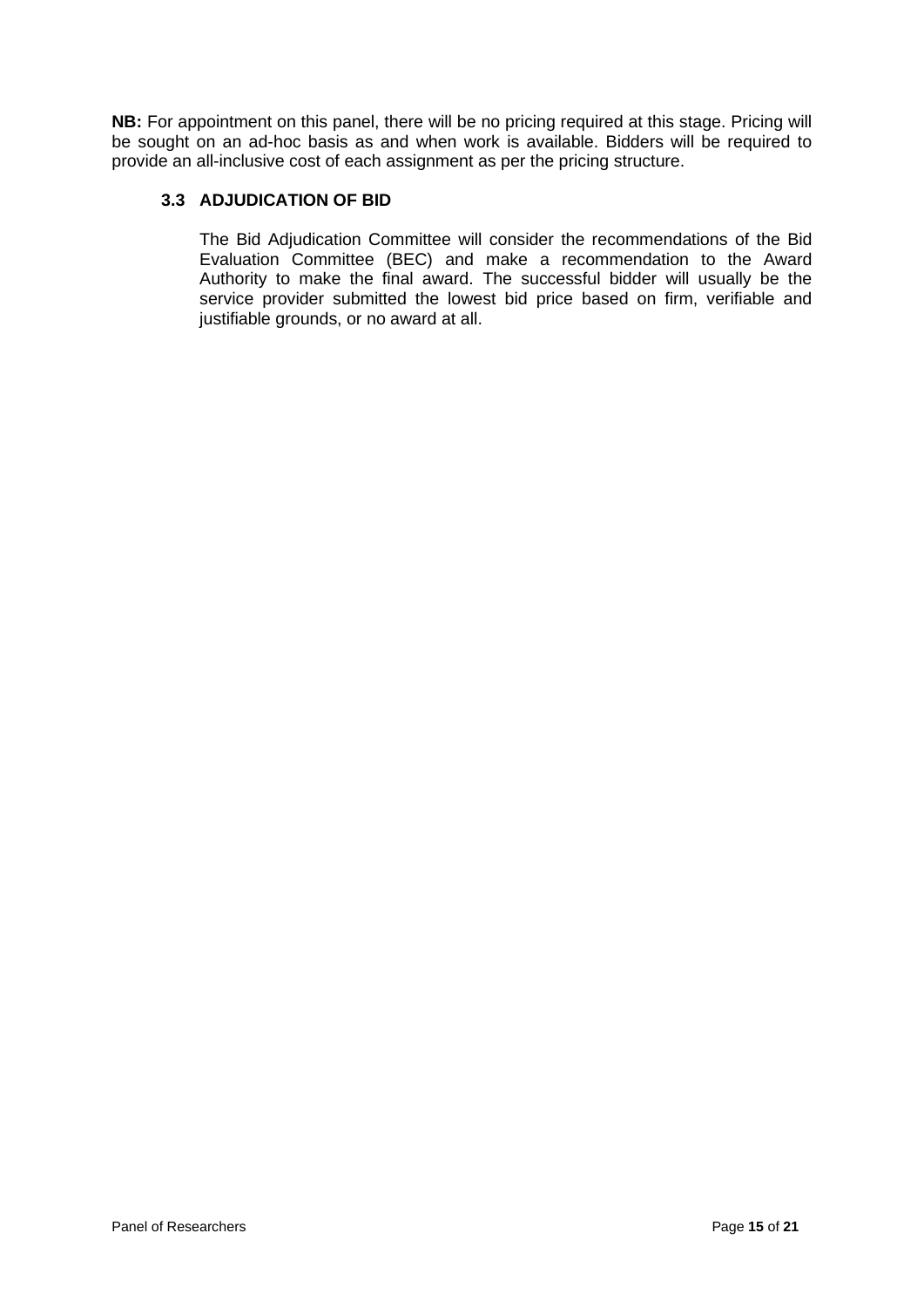**NB:** For appointment on this panel, there will be no pricing required at this stage. Pricing will be sought on an ad-hoc basis as and when work is available. Bidders will be required to provide an all-inclusive cost of each assignment as per the pricing structure.

### 3.3 ADJUDICATION OF BID

The Bid Adjudication Committee will consider the recommendations of the Bid Evaluation Committee (BEC) and make a recommendation to the Award Authority to make the final award. The successful bidder will usually be the service provider submitted the lowest bid price based on firm, verifiable and justifiable grounds, or no award at all.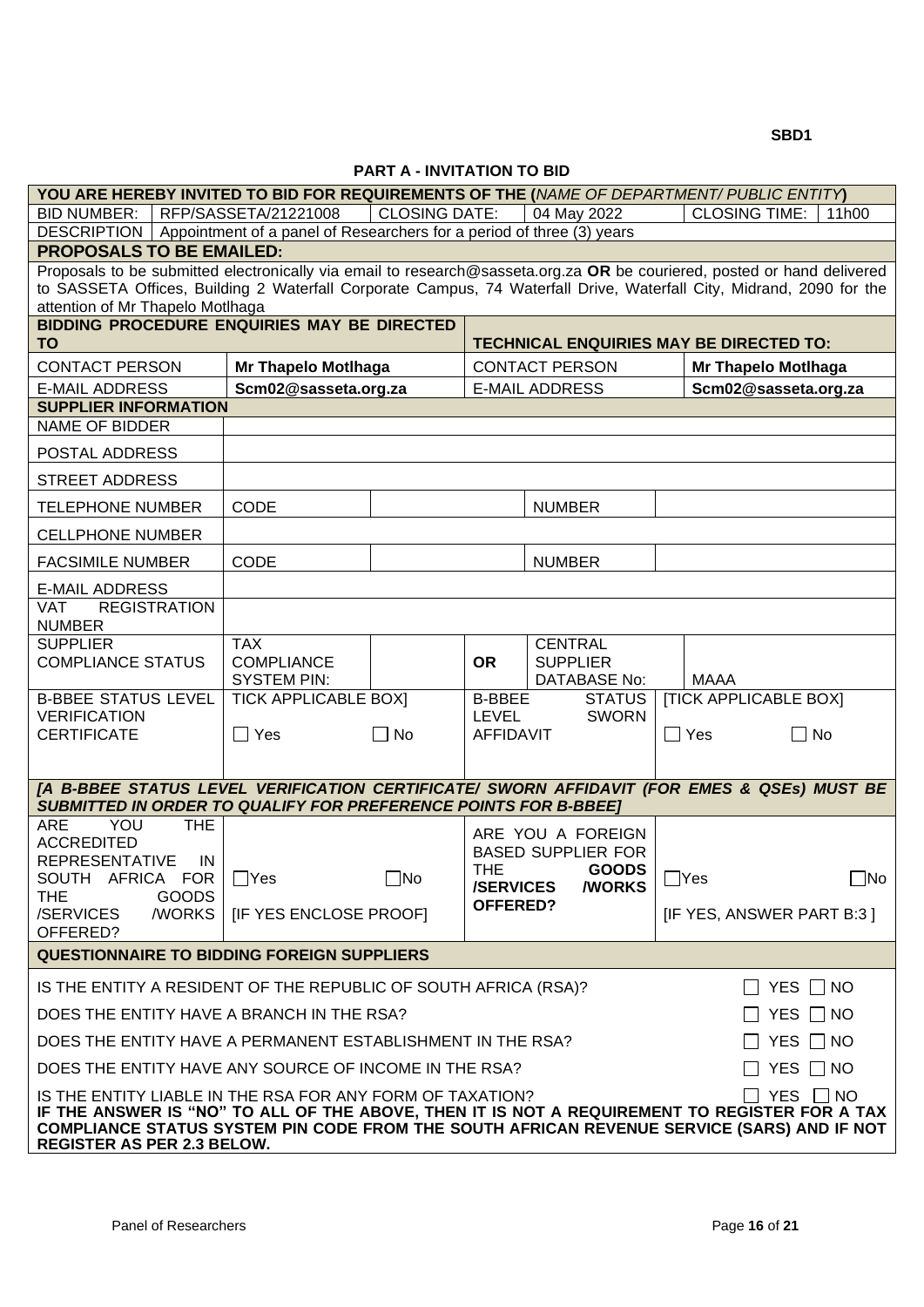SBD1

## PART A - INVITATION TO BID

| YOU ARE HEREBY INVITED TO BID FOR REQUIREMENTS OF THE (*NAME OF DEPARTMENT/ PUBLIC ENTITY*) | | | | | |
|---|---|---|---|---|---|
| BID NUMBER: | RFP/SASSETA/21221008 | CLOSING DATE: | 04 May 2022 | CLOSING TIME: | 11h00 |
| DESCRIPTION | Appointment of a panel of Researchers for a period of three (3) years | | | | |

**PROPOSALS TO BE EMAILED:**

Proposals to be submitted electronically via email to research@sasseta.org.za **OR** be couriered, posted or hand delivered to SASSETA Offices, Building 2 Waterfall Corporate Campus, 74 Waterfall Drive, Waterfall City, Midrand, 2090 for the attention of Mr Thapelo Motlhaga

| BIDDING PROCEDURE ENQUIRIES MAY BE DIRECTED TO | | TECHNICAL ENQUIRIES MAY BE DIRECTED TO: | |
|---|---|---|---|
| CONTACT PERSON | **Mr Thapelo Motlhaga** | CONTACT PERSON | **Mr Thapelo Motlhaga** |
| E-MAIL ADDRESS | **Scm02@sasseta.org.za** | E-MAIL ADDRESS | **Scm02@sasseta.org.za** |

**SUPPLIER INFORMATION**

| | | | | | |
|---|---|---|---|---|---|
| NAME OF BIDDER | | | | | |
| POSTAL ADDRESS | | | | | |
| STREET ADDRESS | | | | | |
| TELEPHONE NUMBER | CODE | | | NUMBER | |
| CELLPHONE NUMBER | | | | | |
| FACSIMILE NUMBER | CODE | | | NUMBER | |
| E-MAIL ADDRESS | | | | | |
| VAT REGISTRATION NUMBER | | | | | |
| SUPPLIER COMPLIANCE STATUS | TAX COMPLIANCE SYSTEM PIN: | | **OR** | CENTRAL SUPPLIER DATABASE No: | MAAA |
| B-BBEE STATUS LEVEL VERIFICATION CERTIFICATE | TICK APPLICABLE BOX] ☐ Yes | ☐ No | B-BBEE STATUS LEVEL SWORN AFFIDAVIT | | [TICK APPLICABLE BOX] ☐ Yes ☐ No |

***[A B-BBEE STATUS LEVEL VERIFICATION CERTIFICATE/ SWORN AFFIDAVIT (FOR EMES & QSEs) MUST BE SUBMITTED IN ORDER TO QUALIFY FOR PREFERENCE POINTS FOR B-BBEE]***

| | | | | |
|---|---|---|---|---|
| ARE YOU THE ACCREDITED REPRESENTATIVE IN SOUTH AFRICA FOR THE GOODS /SERVICES /WORKS OFFERED? | ☐Yes [IF YES ENCLOSE PROOF] | ☐No | ARE YOU A FOREIGN BASED SUPPLIER FOR THE **GOODS /SERVICES /WORKS OFFERED?** | ☐Yes ☐No [IF YES, ANSWER PART B:3 ] |

**QUESTIONNAIRE TO BIDDING FOREIGN SUPPLIERS**

IS THE ENTITY A RESIDENT OF THE REPUBLIC OF SOUTH AFRICA (RSA)? ☐ YES ☐ NO

DOES THE ENTITY HAVE A BRANCH IN THE RSA? ☐ YES ☐ NO

DOES THE ENTITY HAVE A PERMANENT ESTABLISHMENT IN THE RSA? ☐ YES ☐ NO

DOES THE ENTITY HAVE ANY SOURCE OF INCOME IN THE RSA? ☐ YES ☐ NO

IS THE ENTITY LIABLE IN THE RSA FOR ANY FORM OF TAXATION? ☐ YES ☐ NO

**IF THE ANSWER IS "NO" TO ALL OF THE ABOVE, THEN IT IS NOT A REQUIREMENT TO REGISTER FOR A TAX COMPLIANCE STATUS SYSTEM PIN CODE FROM THE SOUTH AFRICAN REVENUE SERVICE (SARS) AND IF NOT REGISTER AS PER 2.3 BELOW.**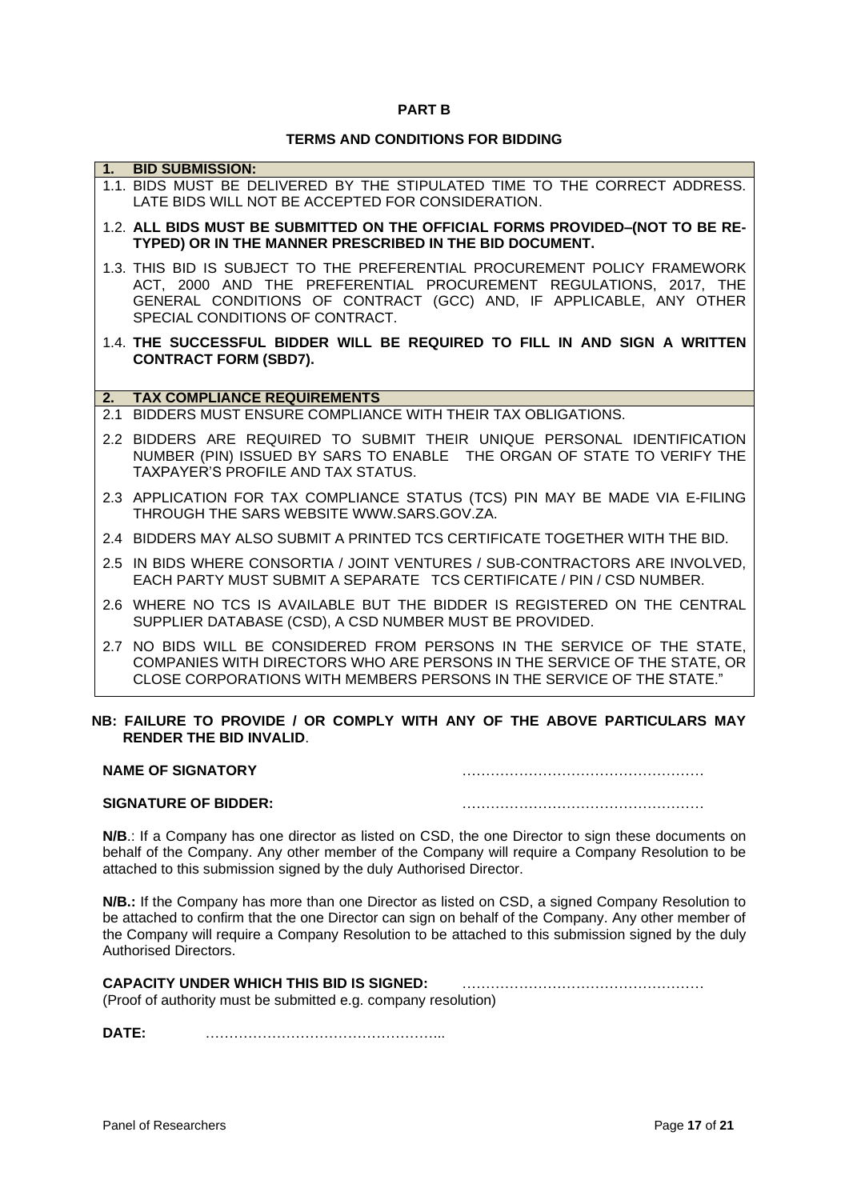# PART B

## TERMS AND CONDITIONS FOR BIDDING

| 1. BID SUBMISSION: |
|---|
| 1.1. BIDS MUST BE DELIVERED BY THE STIPULATED TIME TO THE CORRECT ADDRESS. LATE BIDS WILL NOT BE ACCEPTED FOR CONSIDERATION. |
| 1.2. **ALL BIDS MUST BE SUBMITTED ON THE OFFICIAL FORMS PROVIDED–(NOT TO BE RE-TYPED) OR IN THE MANNER PRESCRIBED IN THE BID DOCUMENT.** |
| 1.3. THIS BID IS SUBJECT TO THE PREFERENTIAL PROCUREMENT POLICY FRAMEWORK ACT, 2000 AND THE PREFERENTIAL PROCUREMENT REGULATIONS, 2017, THE GENERAL CONDITIONS OF CONTRACT (GCC) AND, IF APPLICABLE, ANY OTHER SPECIAL CONDITIONS OF CONTRACT. |
| 1.4. **THE SUCCESSFUL BIDDER WILL BE REQUIRED TO FILL IN AND SIGN A WRITTEN CONTRACT FORM (SBD7).** |

| 2. TAX COMPLIANCE REQUIREMENTS |
|---|
| 2.1 BIDDERS MUST ENSURE COMPLIANCE WITH THEIR TAX OBLIGATIONS. |
| 2.2 BIDDERS ARE REQUIRED TO SUBMIT THEIR UNIQUE PERSONAL IDENTIFICATION NUMBER (PIN) ISSUED BY SARS TO ENABLE THE ORGAN OF STATE TO VERIFY THE TAXPAYER'S PROFILE AND TAX STATUS. |
| 2.3 APPLICATION FOR TAX COMPLIANCE STATUS (TCS) PIN MAY BE MADE VIA E-FILING THROUGH THE SARS WEBSITE WWW.SARS.GOV.ZA. |
| 2.4 BIDDERS MAY ALSO SUBMIT A PRINTED TCS CERTIFICATE TOGETHER WITH THE BID. |
| 2.5 IN BIDS WHERE CONSORTIA / JOINT VENTURES / SUB-CONTRACTORS ARE INVOLVED, EACH PARTY MUST SUBMIT A SEPARATE TCS CERTIFICATE / PIN / CSD NUMBER. |
| 2.6 WHERE NO TCS IS AVAILABLE BUT THE BIDDER IS REGISTERED ON THE CENTRAL SUPPLIER DATABASE (CSD), A CSD NUMBER MUST BE PROVIDED. |
| 2.7 NO BIDS WILL BE CONSIDERED FROM PERSONS IN THE SERVICE OF THE STATE, COMPANIES WITH DIRECTORS WHO ARE PERSONS IN THE SERVICE OF THE STATE, OR CLOSE CORPORATIONS WITH MEMBERS PERSONS IN THE SERVICE OF THE STATE." |

**NB: FAILURE TO PROVIDE / OR COMPLY WITH ANY OF THE ABOVE PARTICULARS MAY RENDER THE BID INVALID**.

**NAME OF SIGNATORY** ……………………………………………

**SIGNATURE OF BIDDER:** ……………………………………………

**N/B**.: If a Company has one director as listed on CSD, the one Director to sign these documents on behalf of the Company. Any other member of the Company will require a Company Resolution to be attached to this submission signed by the duly Authorised Director.

**N/B.:** If the Company has more than one Director as listed on CSD, a signed Company Resolution to be attached to confirm that the one Director can sign on behalf of the Company. Any other member of the Company will require a Company Resolution to be attached to this submission signed by the duly Authorised Directors.

**CAPACITY UNDER WHICH THIS BID IS SIGNED:** ……………………………………………
(Proof of authority must be submitted e.g. company resolution)

**DATE:** …………………………………………..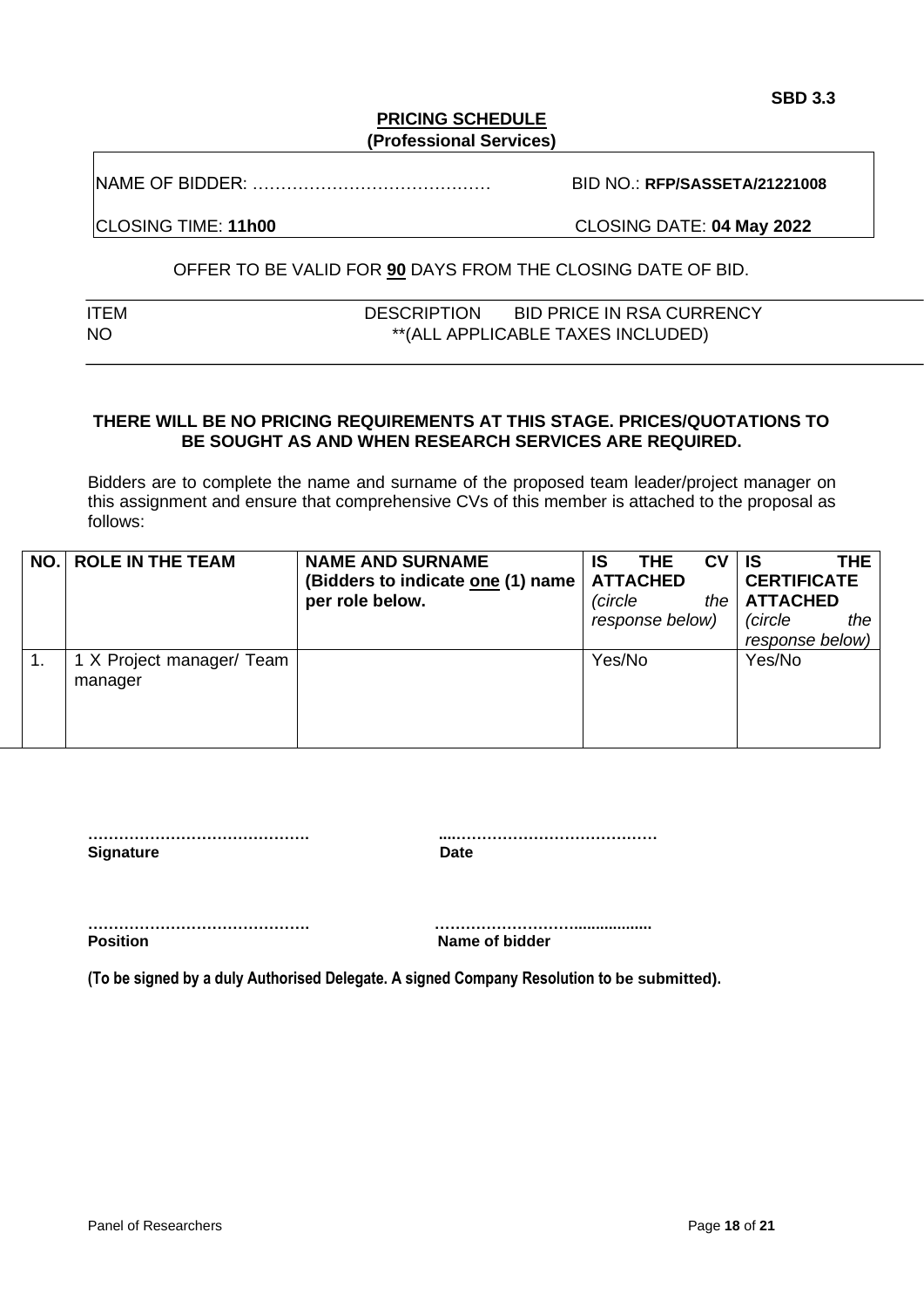**SBD 3.3**

**PRICING SCHEDULE**
**(Professional Services)**

| NAME OF BIDDER: …………………………………… | BID NO.: **RFP/SASSETA/21221008** |
|---|---|
| CLOSING TIME: **11h00** | CLOSING DATE: **04 May 2022** |

OFFER TO BE VALID FOR **90** DAYS FROM THE CLOSING DATE OF BID.

| ITEM NO | DESCRIPTION | BID PRICE IN RSA CURRENCY **(ALL APPLICABLE TAXES INCLUDED) |
|---|---|---|

**THERE WILL BE NO PRICING REQUIREMENTS AT THIS STAGE. PRICES/QUOTATIONS TO BE SOUGHT AS AND WHEN RESEARCH SERVICES ARE REQUIRED.**

Bidders are to complete the name and surname of the proposed team leader/project manager on this assignment and ensure that comprehensive CVs of this member is attached to the proposal as follows:

| NO. | ROLE IN THE TEAM | NAME AND SURNAME (Bidders to indicate one (1) name per role below. | IS THE CV ATTACHED *(circle the response below)* | IS THE CERTIFICATE ATTACHED *(circle the response below)* |
|---|---|---|---|---|
| 1. | 1 X Project manager/ Team manager | | Yes/No | Yes/No |

| | |
|---|---|
| ……………………………………. | ...………………………………… |
| **Signature** | **Date** |
| ……………………………………. | ……………………….................. |
| **Position** | **Name of bidder** |

**(To be signed by a duly Authorised Delegate. A signed Company Resolution to be submitted).**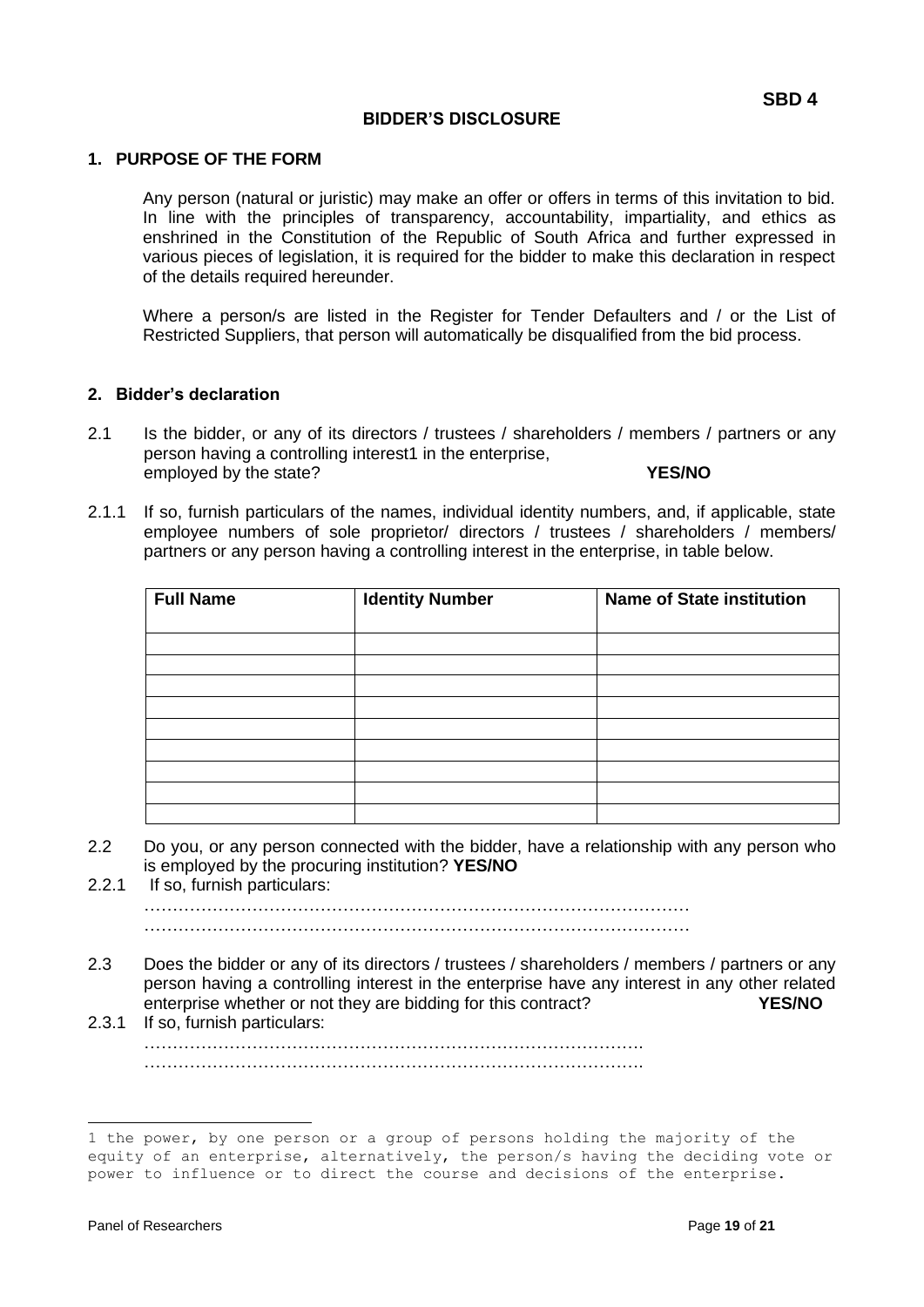**SBD 4**

# BIDDER'S DISCLOSURE

## 1. PURPOSE OF THE FORM

Any person (natural or juristic) may make an offer or offers in terms of this invitation to bid. In line with the principles of transparency, accountability, impartiality, and ethics as enshrined in the Constitution of the Republic of South Africa and further expressed in various pieces of legislation, it is required for the bidder to make this declaration in respect of the details required hereunder.

Where a person/s are listed in the Register for Tender Defaulters and / or the List of Restricted Suppliers, that person will automatically be disqualified from the bid process.

## 2. Bidder's declaration

2.1 Is the bidder, or any of its directors / trustees / shareholders / members / partners or any person having a controlling interest[1] in the enterprise, employed by the state? **YES/NO**

2.1.1 If so, furnish particulars of the names, individual identity numbers, and, if applicable, state employee numbers of sole proprietor/ directors / trustees / shareholders / members/ partners or any person having a controlling interest in the enterprise, in table below.

| Full Name | Identity Number | Name of State institution |
|---|---|---|
| | | |
| | | |
| | | |
| | | |
| | | |
| | | |
| | | |
| | | |
| | | |

2.2 Do you, or any person connected with the bidder, have a relationship with any person who is employed by the procuring institution? **YES/NO**

2.2.1 If so, furnish particulars:

……………………………………………………………………………………
……………………………………………………………………………………

2.3 Does the bidder or any of its directors / trustees / shareholders / members / partners or any person having a controlling interest in the enterprise have any interest in any other related enterprise whether or not they are bidding for this contract? **YES/NO**

2.3.1 If so, furnish particulars:

…………………………………………………………………………….
…………………………………………………………………………….

---

[1] the power, by one person or a group of persons holding the majority of the equity of an enterprise, alternatively, the person/s having the deciding vote or power to influence or to direct the course and decisions of the enterprise.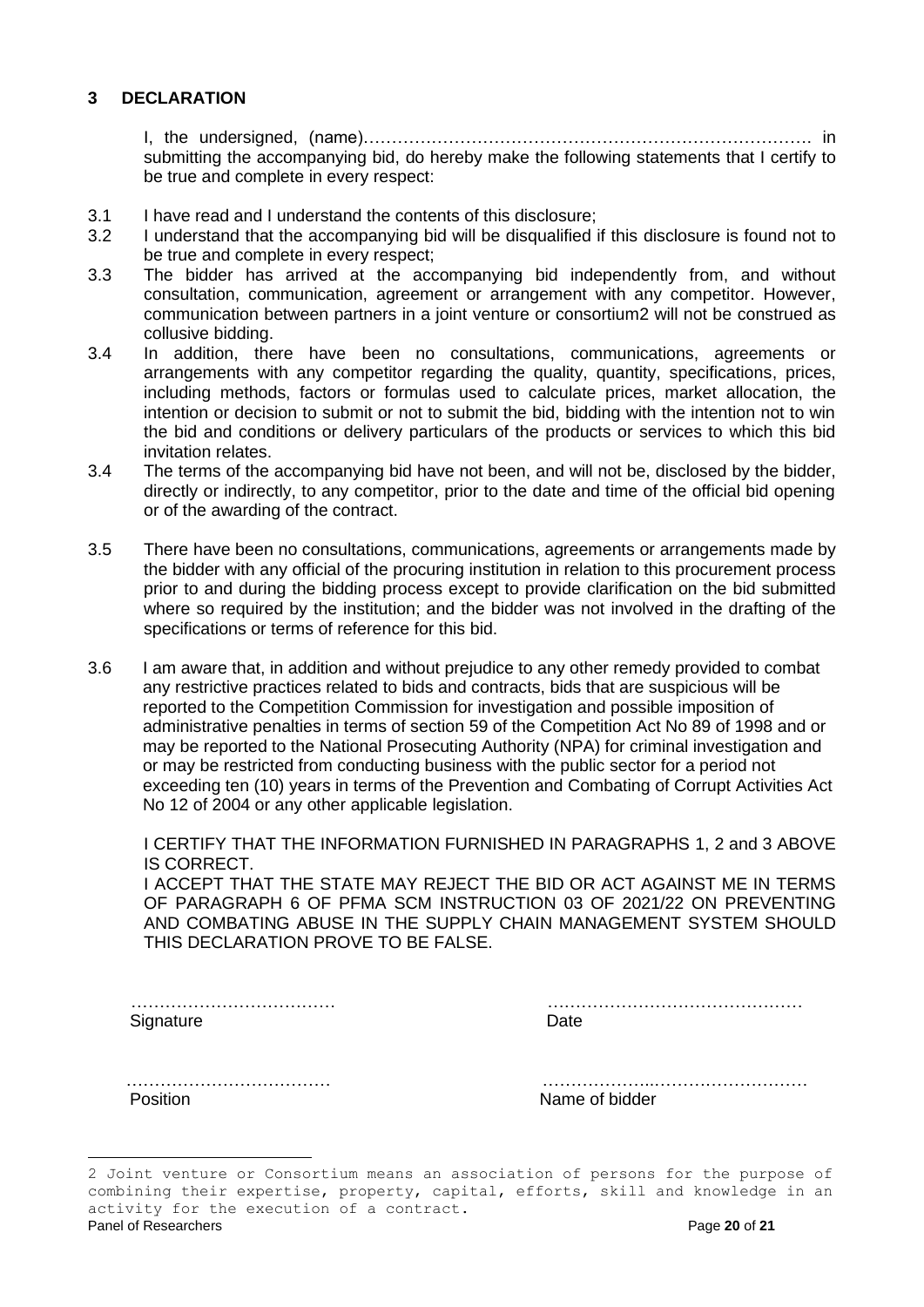## 3 DECLARATION

I, the undersigned, (name)……………………………………………………………………… in submitting the accompanying bid, do hereby make the following statements that I certify to be true and complete in every respect:

3.1 I have read and I understand the contents of this disclosure;

3.2 I understand that the accompanying bid will be disqualified if this disclosure is found not to be true and complete in every respect;

3.3 The bidder has arrived at the accompanying bid independently from, and without consultation, communication, agreement or arrangement with any competitor. However, communication between partners in a joint venture or consortium[2] will not be construed as collusive bidding.

3.4 In addition, there have been no consultations, communications, agreements or arrangements with any competitor regarding the quality, quantity, specifications, prices, including methods, factors or formulas used to calculate prices, market allocation, the intention or decision to submit or not to submit the bid, bidding with the intention not to win the bid and conditions or delivery particulars of the products or services to which this bid invitation relates.

3.4 The terms of the accompanying bid have not been, and will not be, disclosed by the bidder, directly or indirectly, to any competitor, prior to the date and time of the official bid opening or of the awarding of the contract.

3.5 There have been no consultations, communications, agreements or arrangements made by the bidder with any official of the procuring institution in relation to this procurement process prior to and during the bidding process except to provide clarification on the bid submitted where so required by the institution; and the bidder was not involved in the drafting of the specifications or terms of reference for this bid.

3.6 I am aware that, in addition and without prejudice to any other remedy provided to combat any restrictive practices related to bids and contracts, bids that are suspicious will be reported to the Competition Commission for investigation and possible imposition of administrative penalties in terms of section 59 of the Competition Act No 89 of 1998 and or may be reported to the National Prosecuting Authority (NPA) for criminal investigation and or may be restricted from conducting business with the public sector for a period not exceeding ten (10) years in terms of the Prevention and Combating of Corrupt Activities Act No 12 of 2004 or any other applicable legislation.

I CERTIFY THAT THE INFORMATION FURNISHED IN PARAGRAPHS 1, 2 and 3 ABOVE IS CORRECT.

I ACCEPT THAT THE STATE MAY REJECT THE BID OR ACT AGAINST ME IN TERMS OF PARAGRAPH 6 OF PFMA SCM INSTRUCTION 03 OF 2021/22 ON PREVENTING AND COMBATING ABUSE IN THE SUPPLY CHAIN MANAGEMENT SYSTEM SHOULD THIS DECLARATION PROVE TO BE FALSE.

……………………………… ………………………………………
Signature Date

……………………………… ………………………………………
Position Name of bidder

[2] Joint venture or Consortium means an association of persons for the purpose of combining their expertise, property, capital, efforts, skill and knowledge in an activity for the execution of a contract.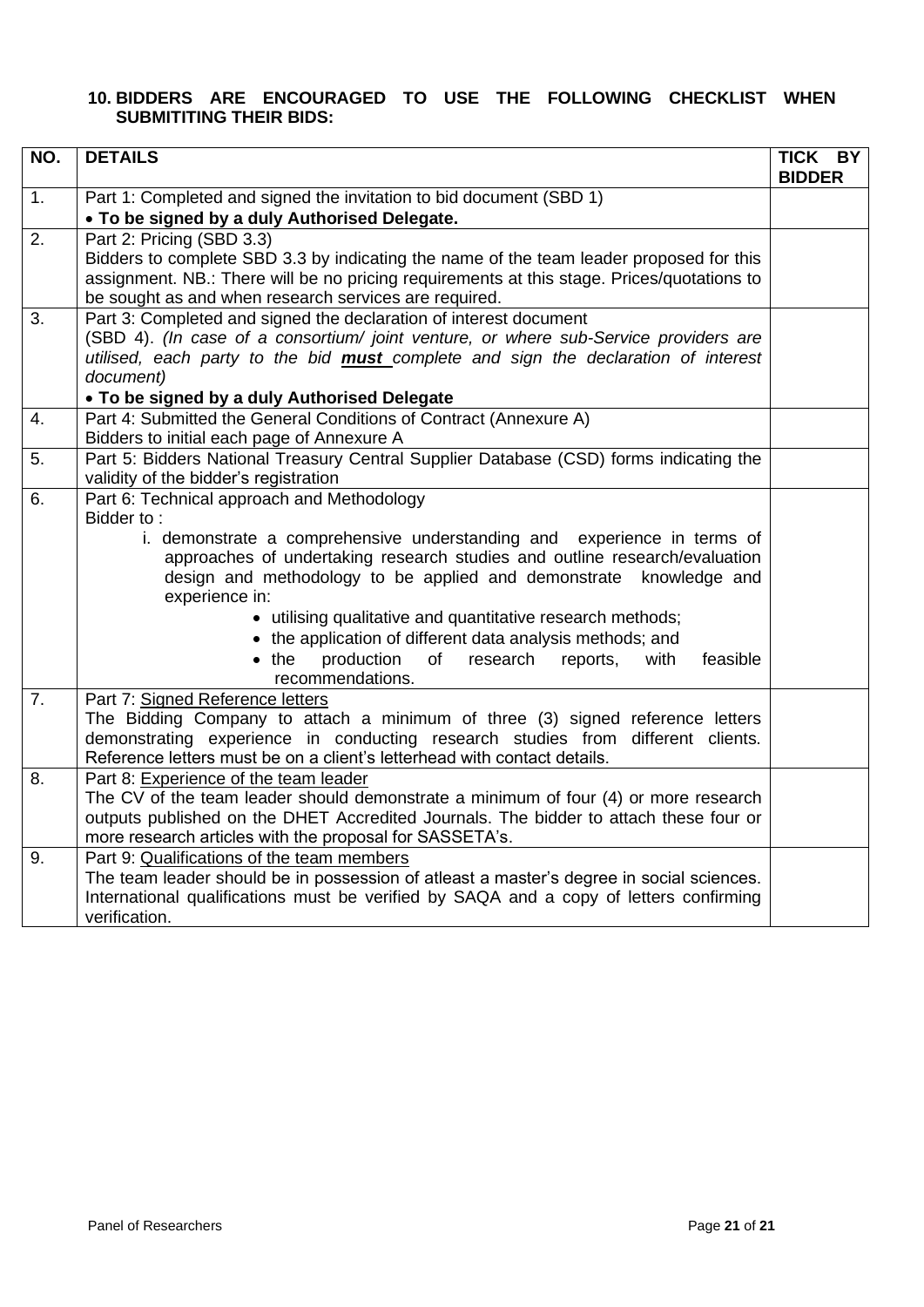## 10. BIDDERS ARE ENCOURAGED TO USE THE FOLLOWING CHECKLIST WHEN SUBMITITING THEIR BIDS:

| NO. | DETAILS | TICK BY BIDDER |
|---|---|---|
| 1. | Part 1: Completed and signed the invitation to bid document (SBD 1)<br>• **To be signed by a duly Authorised Delegate.** | |
| 2. | Part 2: Pricing (SBD 3.3)<br>Bidders to complete SBD 3.3 by indicating the name of the team leader proposed for this assignment. NB.: There will be no pricing requirements at this stage. Prices/quotations to be sought as and when research services are required. | |
| 3. | Part 3: Completed and signed the declaration of interest document<br>(SBD 4). *(In case of a consortium/ joint venture, or where sub-Service providers are utilised, each party to the bid **must** complete and sign the declaration of interest document)*<br>• **To be signed by a duly Authorised Delegate** | |
| 4. | Part 4: Submitted the General Conditions of Contract (Annexure A)<br>Bidders to initial each page of Annexure A | |
| 5. | Part 5: Bidders National Treasury Central Supplier Database (CSD) forms indicating the validity of the bidder's registration | |
| 6. | Part 6: Technical approach and Methodology<br>Bidder to :<br>i. demonstrate a comprehensive understanding and experience in terms of approaches of undertaking research studies and outline research/evaluation design and methodology to be applied and demonstrate knowledge and experience in:<br>• utilising qualitative and quantitative research methods;<br>• the application of different data analysis methods; and<br>• the production of research reports, with feasible recommendations. | |
| 7. | Part 7: Signed Reference letters<br>The Bidding Company to attach a minimum of three (3) signed reference letters demonstrating experience in conducting research studies from different clients. Reference letters must be on a client's letterhead with contact details. | |
| 8. | Part 8: Experience of the team leader<br>The CV of the team leader should demonstrate a minimum of four (4) or more research outputs published on the DHET Accredited Journals. The bidder to attach these four or more research articles with the proposal for SASSETA's. | |
| 9. | Part 9: Qualifications of the team members<br>The team leader should be in possession of atleast a master's degree in social sciences. International qualifications must be verified by SAQA and a copy of letters confirming verification. | |